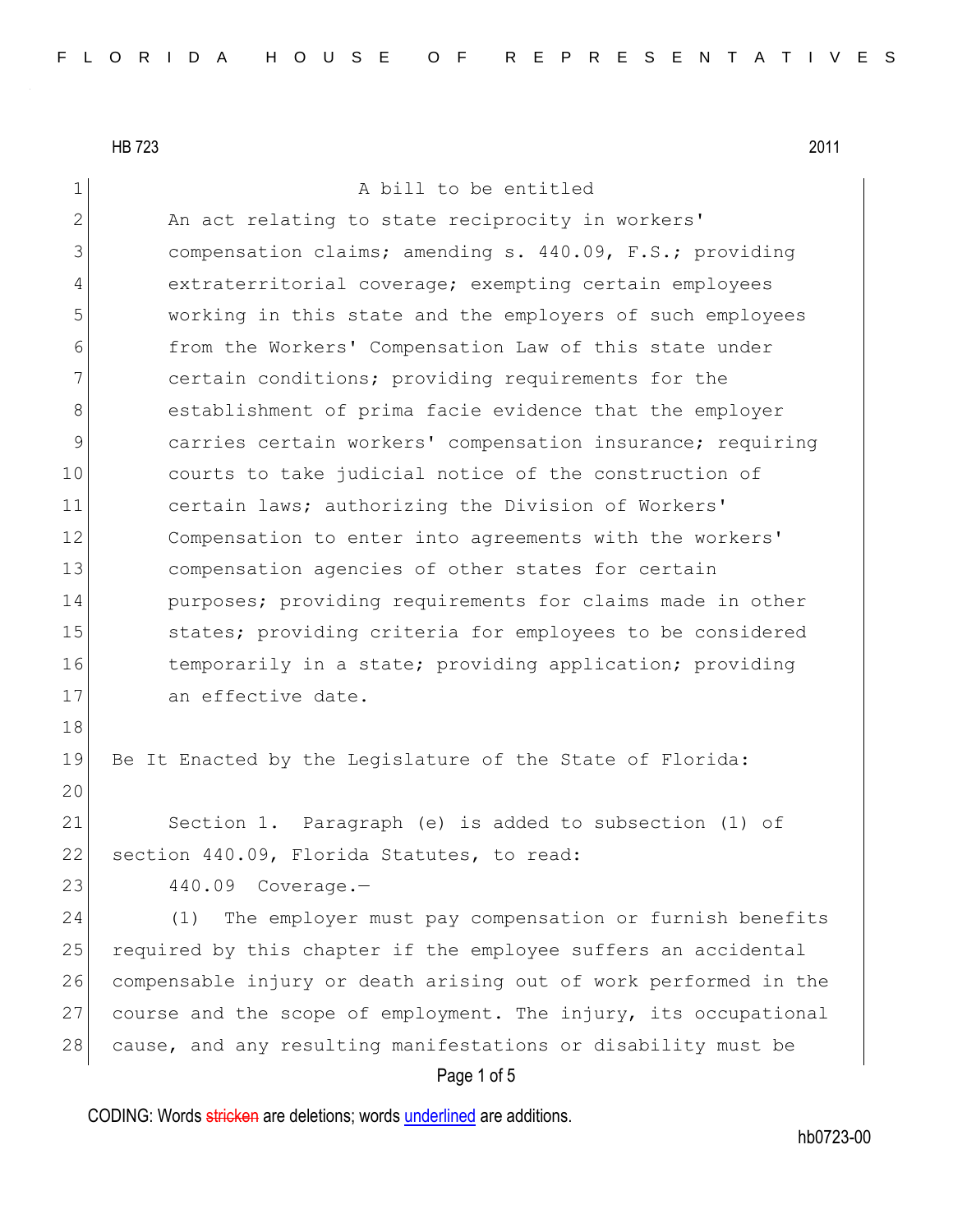HB 723 2011

A bill to be entitled

An act relating to state reciprocity in workers' compensation claims; amending s. 440.09, F.S.; providing extraterritorial coverage; exempting certain employees working in this state and the employers of such employees from the Workers' Compensation Law of this state under certain conditions; providing requirements for the establishment of prima facie evidence that the employer carries certain workers' compensation insurance; requiring courts to take judicial notice of the construction of certain laws; authorizing the Division of Workers' Compensation to enter into agreements with the workers' compensation agencies of other states for certain purposes; providing requirements for claims made in other states; providing criteria for employees to be considered temporarily in a state; providing application; providing an effective date.

Be It Enacted by the Legislature of the State of Florida:

Section 1. Paragraph (e) is added to subsection (1) of section 440.09, Florida Statutes, to read:

440.09 Coverage.—

(1) The employer must pay compensation or furnish benefits required by this chapter if the employee suffers an accidental compensable injury or death arising out of work performed in the course and the scope of employment. The injury, its occupational cause, and any resulting manifestations or disability must be

CODING: Words stricken are deletions; words underlined are additions.

hb0723-00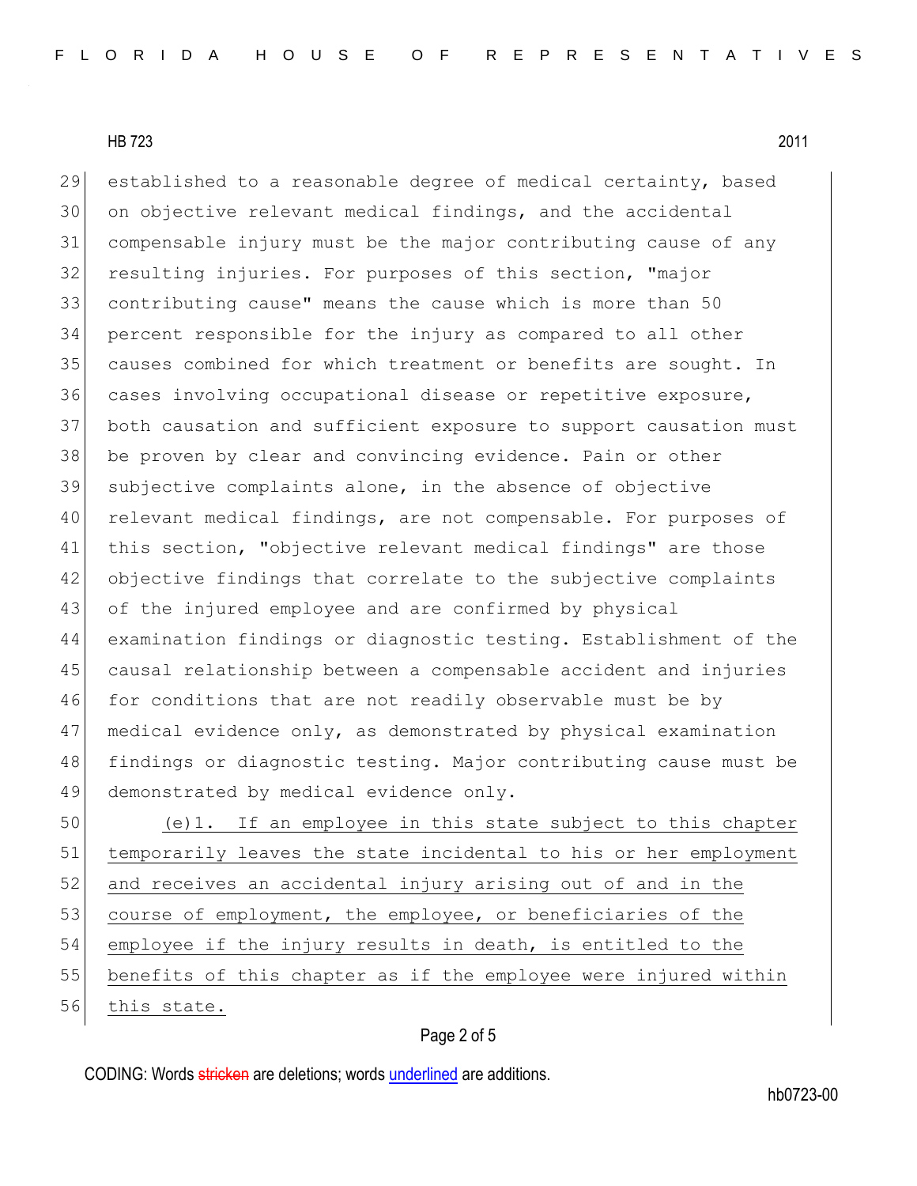established to a reasonable degree of medical certainty, based on objective relevant medical findings, and the accidental compensable injury must be the major contributing cause of any resulting injuries. For purposes of this section, "major contributing cause" means the cause which is more than 50 percent responsible for the injury as compared to all other causes combined for which treatment or benefits are sought. In cases involving occupational disease or repetitive exposure, both causation and sufficient exposure to support causation must be proven by clear and convincing evidence. Pain or other subjective complaints alone, in the absence of objective relevant medical findings, are not compensable. For purposes of this section, "objective relevant medical findings" are those objective findings that correlate to the subjective complaints of the injured employee and are confirmed by physical examination findings or diagnostic testing. Establishment of the causal relationship between a compensable accident and injuries for conditions that are not readily observable must be by medical evidence only, as demonstrated by physical examination findings or diagnostic testing. Major contributing cause must be demonstrated by medical evidence only.

<u>(e)1. If an employee in this state subject to this chapter temporarily leaves the state incidental to his or her employment and receives an accidental injury arising out of and in the course of employment, the employee, or beneficiaries of the employee if the injury results in death, is entitled to the benefits of this chapter as if the employee were injured within this state.</u>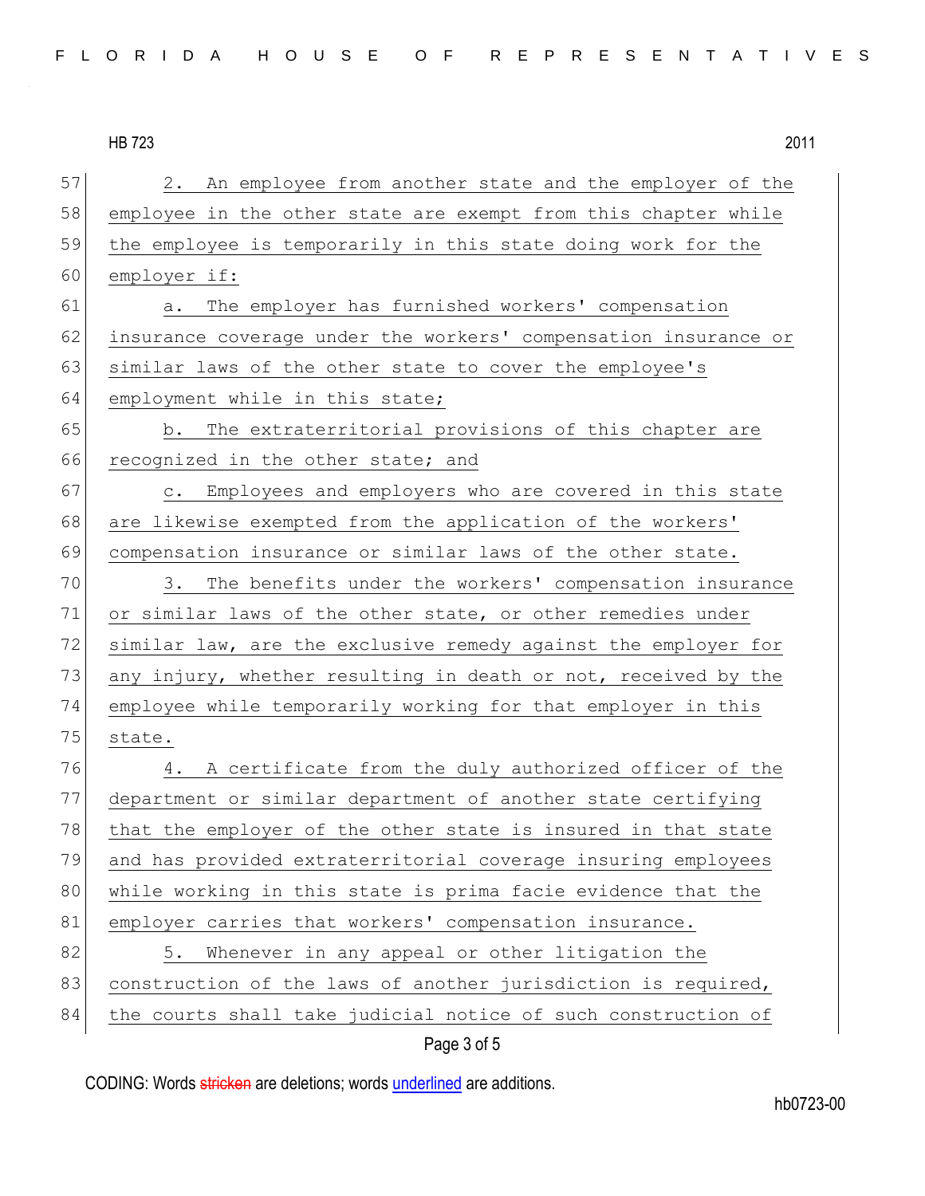2. An employee from another state and the employer of the employee in the other state are exempt from this chapter while the employee is temporarily in this state doing work for the employer if:

a. The employer has furnished workers' compensation insurance coverage under the workers' compensation insurance or similar laws of the other state to cover the employee's employment while in this state;

b. The extraterritorial provisions of this chapter are recognized in the other state; and

c. Employees and employers who are covered in this state are likewise exempted from the application of the workers' compensation insurance or similar laws of the other state.

3. The benefits under the workers' compensation insurance or similar laws of the other state, or other remedies under similar law, are the exclusive remedy against the employer for any injury, whether resulting in death or not, received by the employee while temporarily working for that employer in this state.

4. A certificate from the duly authorized officer of the department or similar department of another state certifying that the employer of the other state is insured in that state and has provided extraterritorial coverage insuring employees while working in this state is prima facie evidence that the employer carries that workers' compensation insurance.

5. Whenever in any appeal or other litigation the construction of the laws of another jurisdiction is required, the courts shall take judicial notice of such construction of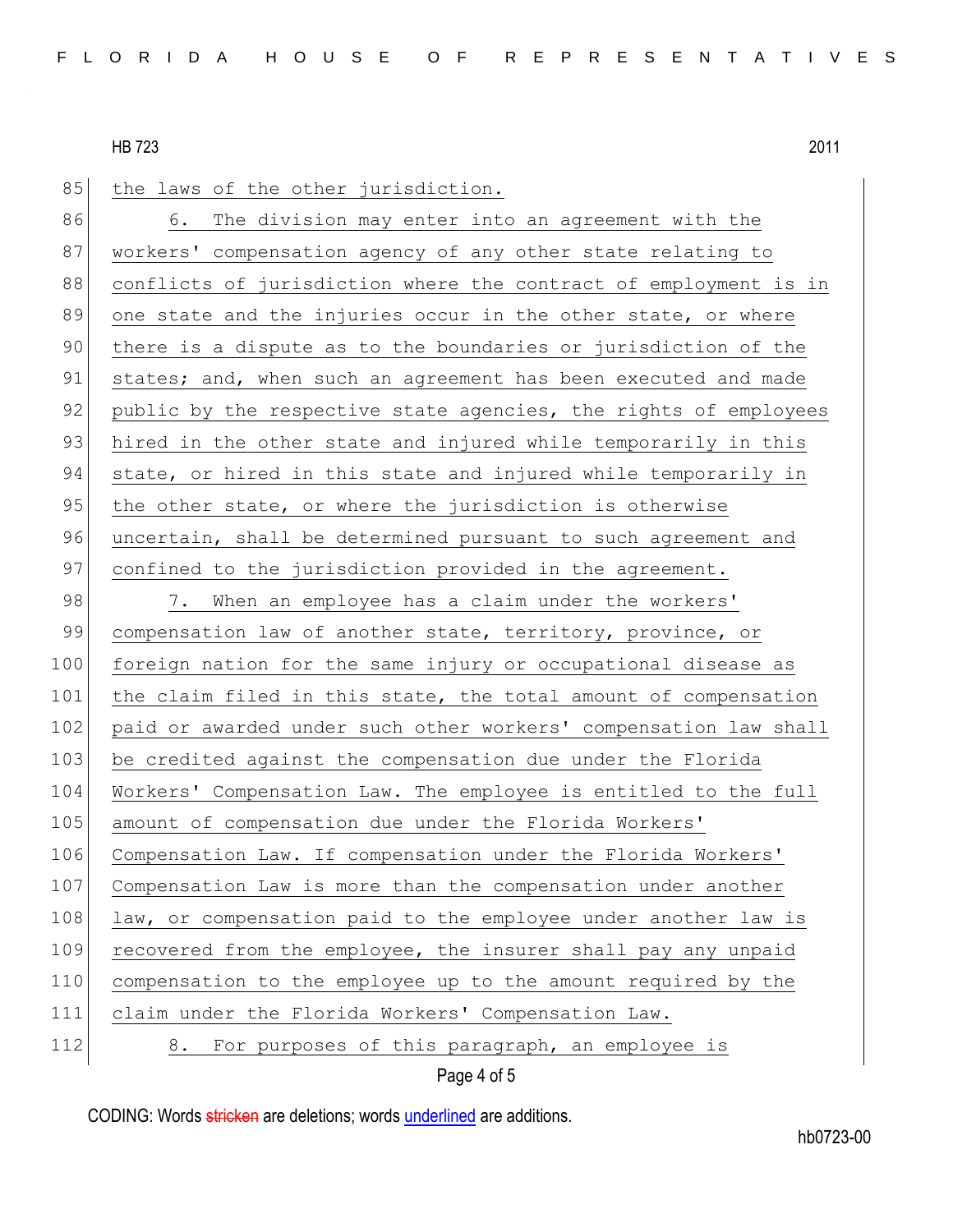the laws of the other jurisdiction.

6. The division may enter into an agreement with the workers' compensation agency of any other state relating to conflicts of jurisdiction where the contract of employment is in one state and the injuries occur in the other state, or where there is a dispute as to the boundaries or jurisdiction of the states; and, when such an agreement has been executed and made public by the respective state agencies, the rights of employees hired in the other state and injured while temporarily in this state, or hired in this state and injured while temporarily in the other state, or where the jurisdiction is otherwise uncertain, shall be determined pursuant to such agreement and confined to the jurisdiction provided in the agreement.

7. When an employee has a claim under the workers' compensation law of another state, territory, province, or foreign nation for the same injury or occupational disease as the claim filed in this state, the total amount of compensation paid or awarded under such other workers' compensation law shall be credited against the compensation due under the Florida Workers' Compensation Law. The employee is entitled to the full amount of compensation due under the Florida Workers' Compensation Law. If compensation under the Florida Workers' Compensation Law is more than the compensation under another law, or compensation paid to the employee under another law is recovered from the employee, the insurer shall pay any unpaid compensation to the employee up to the amount required by the claim under the Florida Workers' Compensation Law.

8. For purposes of this paragraph, an employee is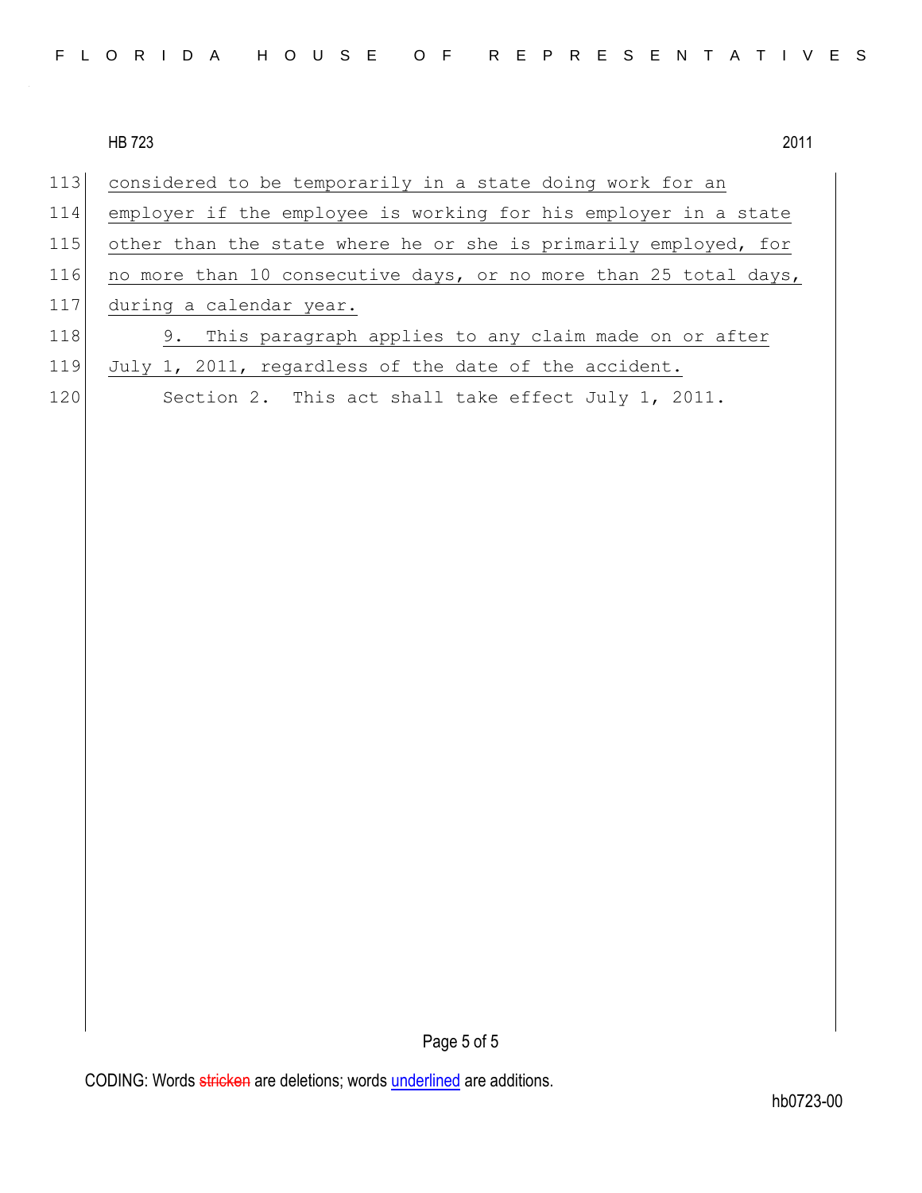considered to be temporarily in a state doing work for an employer if the employee is working for his employer in a state other than the state where he or she is primarily employed, for no more than 10 consecutive days, or no more than 25 total days, during a calendar year.

9. This paragraph applies to any claim made on or after July 1, 2011, regardless of the date of the accident.

Section 2. This act shall take effect July 1, 2011.